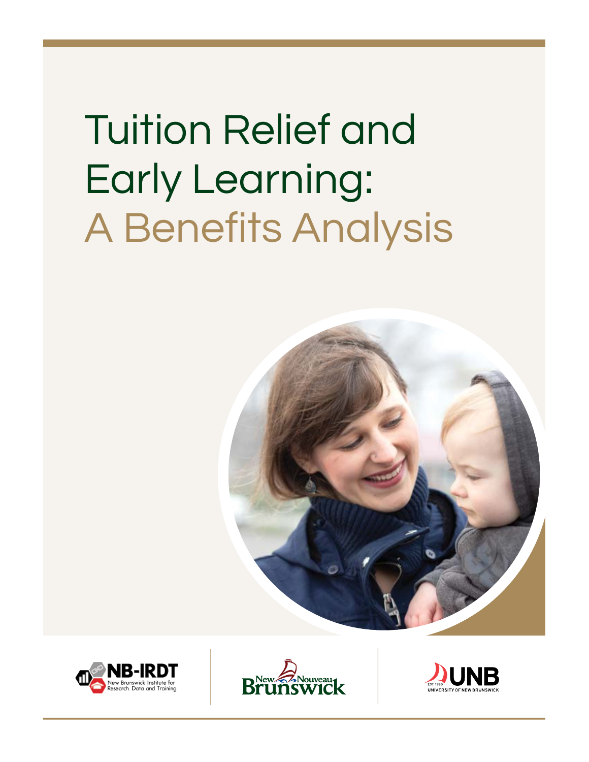# Tuition Relief and Early Learning: A Benefits Analysis

NB-IRDT
New Brunswick Institute for Research, Data and Training

New Nouveau Brunswick

UNB
EST. 1785
UNIVERSITY OF NEW BRUNSWICK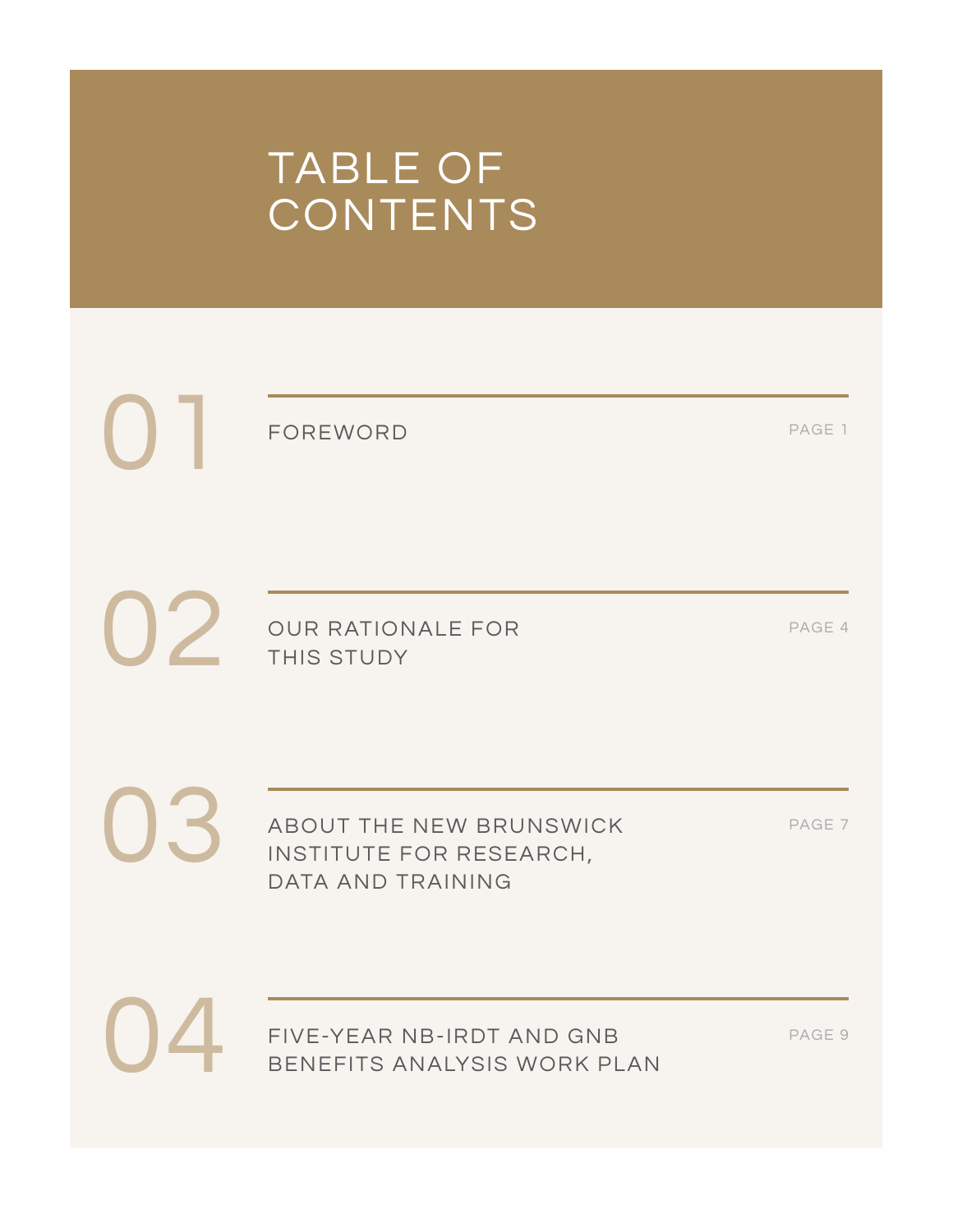# TABLE OF CONTENTS

| | | |
|---|---|---|
| 01 | FOREWORD | PAGE 1 |
| 02 | OUR RATIONALE FOR THIS STUDY | PAGE 4 |
| 03 | ABOUT THE NEW BRUNSWICK INSTITUTE FOR RESEARCH, DATA AND TRAINING | PAGE 7 |
| 04 | FIVE-YEAR NB-IRDT AND GNB BENEFITS ANALYSIS WORK PLAN | PAGE 9 |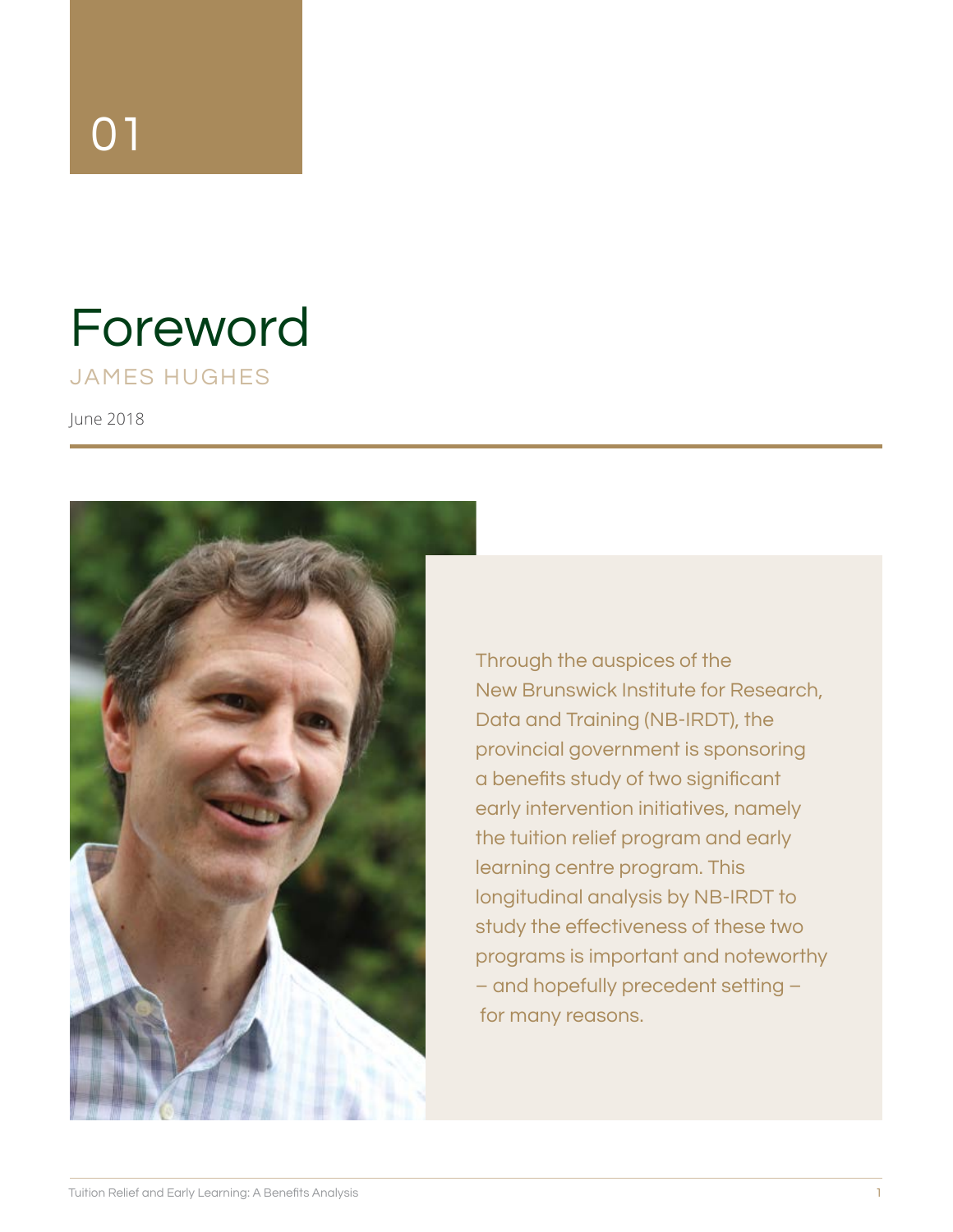01

# Foreword

JAMES HUGHES

June 2018

Through the auspices of the New Brunswick Institute for Research, Data and Training (NB-IRDT), the provincial government is sponsoring a benefits study of two significant early intervention initiatives, namely the tuition relief program and early learning centre program. This longitudinal analysis by NB-IRDT to study the effectiveness of these two programs is important and noteworthy – and hopefully precedent setting – for many reasons.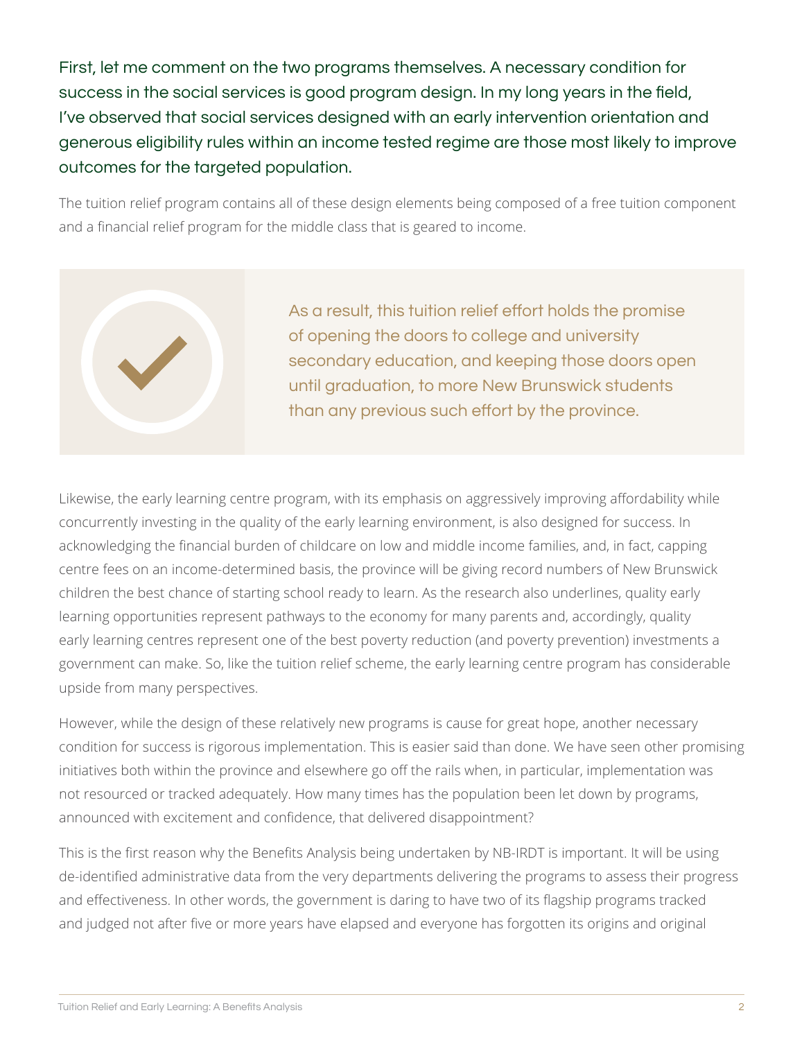First, let me comment on the two programs themselves. A necessary condition for success in the social services is good program design. In my long years in the field, I've observed that social services designed with an early intervention orientation and generous eligibility rules within an income tested regime are those most likely to improve outcomes for the targeted population.

The tuition relief program contains all of these design elements being composed of a free tuition component and a financial relief program for the middle class that is geared to income.

> As a result, this tuition relief effort holds the promise of opening the doors to college and university secondary education, and keeping those doors open until graduation, to more New Brunswick students than any previous such effort by the province.

Likewise, the early learning centre program, with its emphasis on aggressively improving affordability while concurrently investing in the quality of the early learning environment, is also designed for success. In acknowledging the financial burden of childcare on low and middle income families, and, in fact, capping centre fees on an income-determined basis, the province will be giving record numbers of New Brunswick children the best chance of starting school ready to learn. As the research also underlines, quality early learning opportunities represent pathways to the economy for many parents and, accordingly, quality early learning centres represent one of the best poverty reduction (and poverty prevention) investments a government can make. So, like the tuition relief scheme, the early learning centre program has considerable upside from many perspectives.

However, while the design of these relatively new programs is cause for great hope, another necessary condition for success is rigorous implementation. This is easier said than done. We have seen other promising initiatives both within the province and elsewhere go off the rails when, in particular, implementation was not resourced or tracked adequately. How many times has the population been let down by programs, announced with excitement and confidence, that delivered disappointment?

This is the first reason why the Benefits Analysis being undertaken by NB-IRDT is important. It will be using de-identified administrative data from the very departments delivering the programs to assess their progress and effectiveness. In other words, the government is daring to have two of its flagship programs tracked and judged not after five or more years have elapsed and everyone has forgotten its origins and original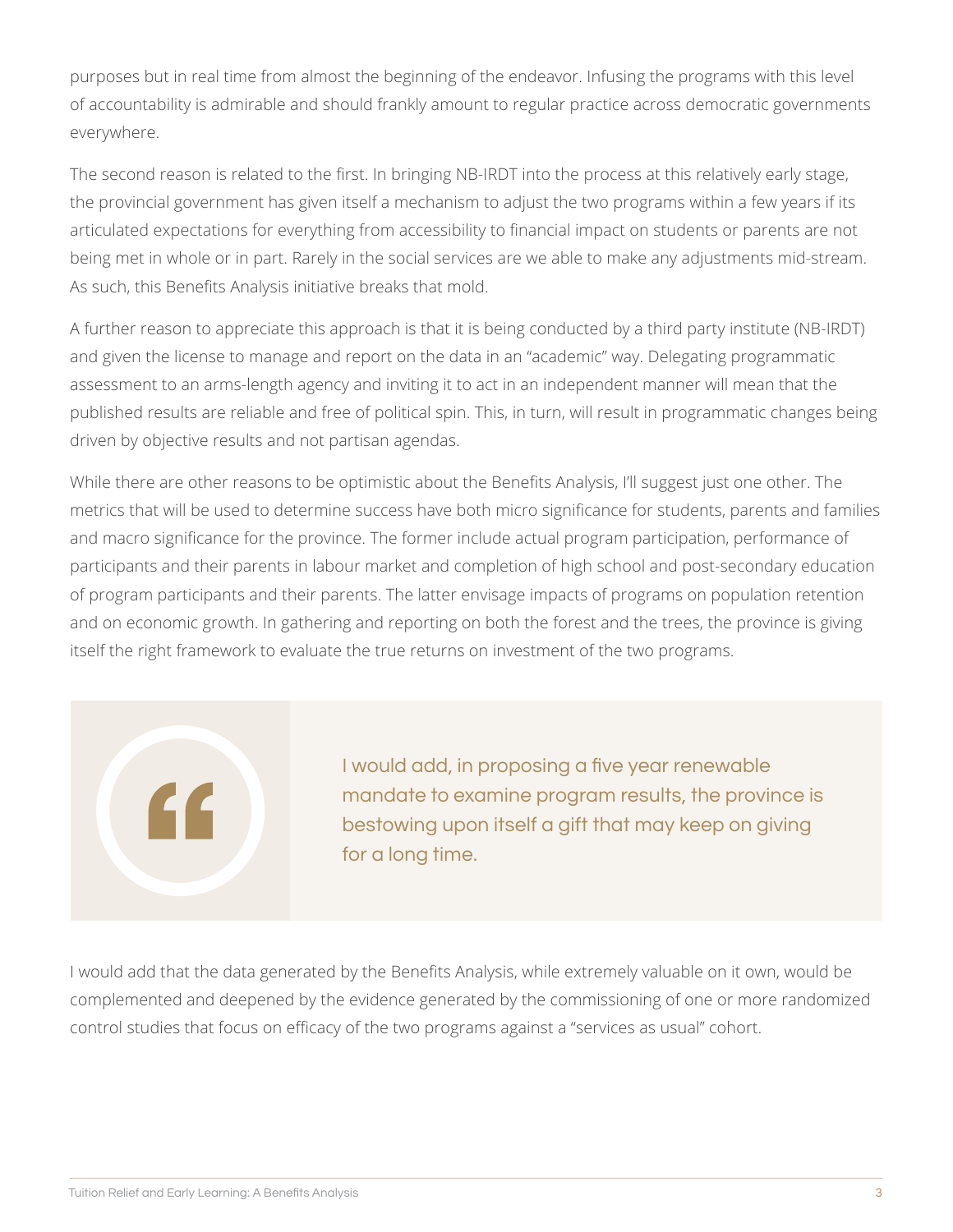purposes but in real time from almost the beginning of the endeavor. Infusing the programs with this level of accountability is admirable and should frankly amount to regular practice across democratic governments everywhere.

The second reason is related to the first. In bringing NB-IRDT into the process at this relatively early stage, the provincial government has given itself a mechanism to adjust the two programs within a few years if its articulated expectations for everything from accessibility to financial impact on students or parents are not being met in whole or in part. Rarely in the social services are we able to make any adjustments mid-stream. As such, this Benefits Analysis initiative breaks that mold.

A further reason to appreciate this approach is that it is being conducted by a third party institute (NB-IRDT) and given the license to manage and report on the data in an "academic" way. Delegating programmatic assessment to an arms-length agency and inviting it to act in an independent manner will mean that the published results are reliable and free of political spin. This, in turn, will result in programmatic changes being driven by objective results and not partisan agendas.

While there are other reasons to be optimistic about the Benefits Analysis, I'll suggest just one other. The metrics that will be used to determine success have both micro significance for students, parents and families and macro significance for the province. The former include actual program participation, performance of participants and their parents in labour market and completion of high school and post-secondary education of program participants and their parents. The latter envisage impacts of programs on population retention and on economic growth. In gathering and reporting on both the forest and the trees, the province is giving itself the right framework to evaluate the true returns on investment of the two programs.

> I would add, in proposing a five year renewable mandate to examine program results, the province is bestowing upon itself a gift that may keep on giving for a long time.

I would add that the data generated by the Benefits Analysis, while extremely valuable on it own, would be complemented and deepened by the evidence generated by the commissioning of one or more randomized control studies that focus on efficacy of the two programs against a "services as usual" cohort.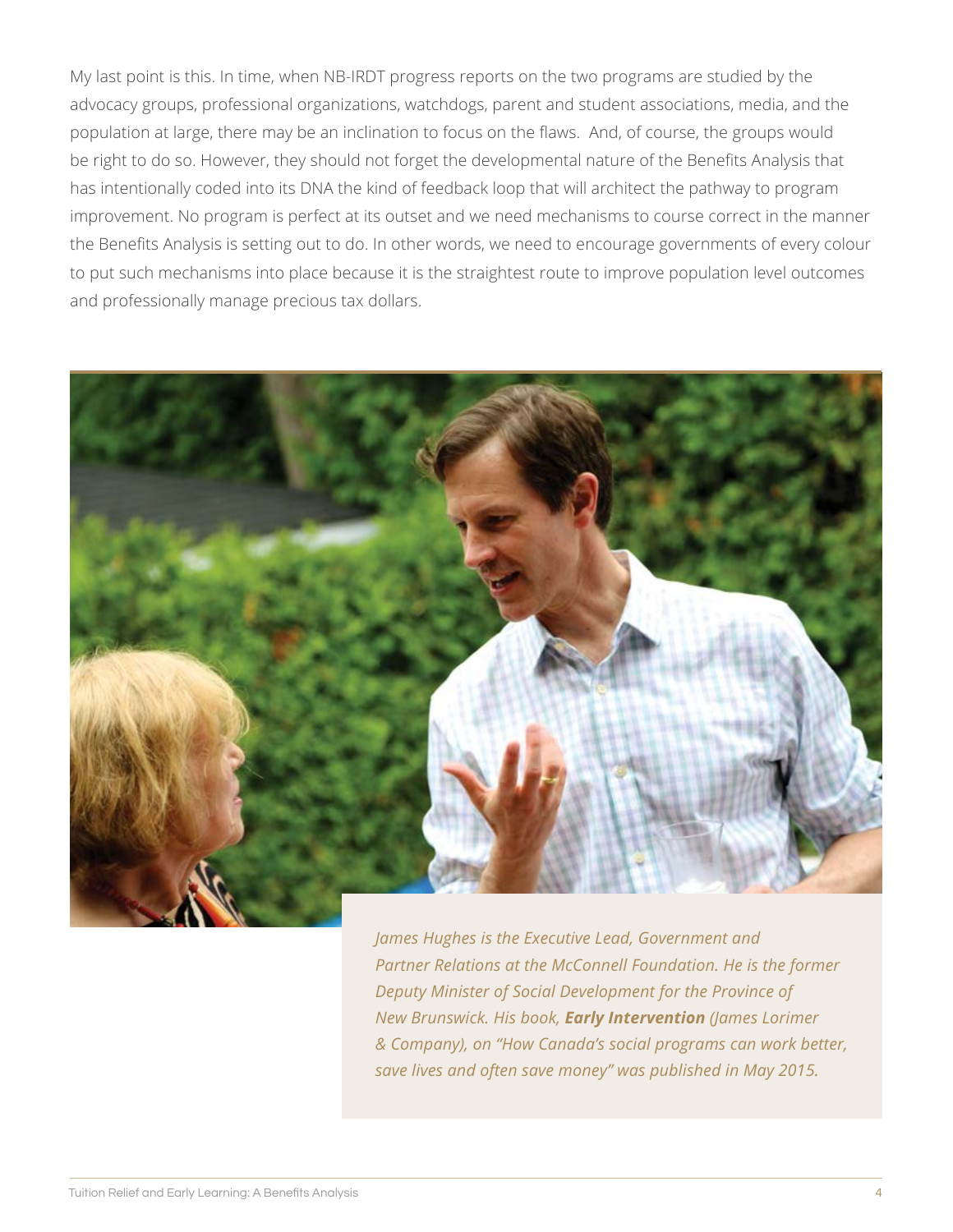My last point is this. In time, when NB-IRDT progress reports on the two programs are studied by the advocacy groups, professional organizations, watchdogs, parent and student associations, media, and the population at large, there may be an inclination to focus on the flaws. And, of course, the groups would be right to do so. However, they should not forget the developmental nature of the Benefits Analysis that has intentionally coded into its DNA the kind of feedback loop that will architect the pathway to program improvement. No program is perfect at its outset and we need mechanisms to course correct in the manner the Benefits Analysis is setting out to do. In other words, we need to encourage governments of every colour to put such mechanisms into place because it is the straightest route to improve population level outcomes and professionally manage precious tax dollars.

*James Hughes is the Executive Lead, Government and Partner Relations at the McConnell Foundation. He is the former Deputy Minister of Social Development for the Province of New Brunswick. His book, **Early Intervention** (James Lorimer & Company), on "How Canada's social programs can work better, save lives and often save money" was published in May 2015.*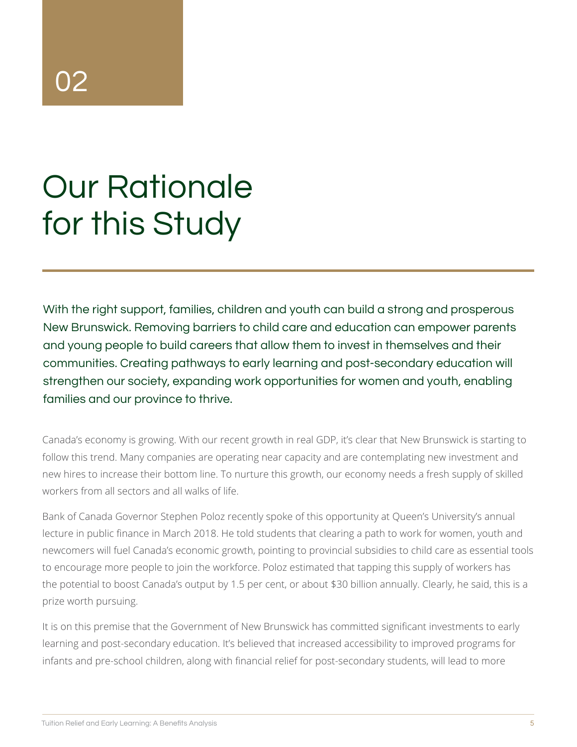02

# Our Rationale for this Study

With the right support, families, children and youth can build a strong and prosperous New Brunswick. Removing barriers to child care and education can empower parents and young people to build careers that allow them to invest in themselves and their communities. Creating pathways to early learning and post-secondary education will strengthen our society, expanding work opportunities for women and youth, enabling families and our province to thrive.

Canada's economy is growing. With our recent growth in real GDP, it's clear that New Brunswick is starting to follow this trend. Many companies are operating near capacity and are contemplating new investment and new hires to increase their bottom line. To nurture this growth, our economy needs a fresh supply of skilled workers from all sectors and all walks of life.

Bank of Canada Governor Stephen Poloz recently spoke of this opportunity at Queen's University's annual lecture in public finance in March 2018. He told students that clearing a path to work for women, youth and newcomers will fuel Canada's economic growth, pointing to provincial subsidies to child care as essential tools to encourage more people to join the workforce. Poloz estimated that tapping this supply of workers has the potential to boost Canada's output by 1.5 per cent, or about $30 billion annually. Clearly, he said, this is a prize worth pursuing.

It is on this premise that the Government of New Brunswick has committed significant investments to early learning and post-secondary education. It's believed that increased accessibility to improved programs for infants and pre-school children, along with financial relief for post-secondary students, will lead to more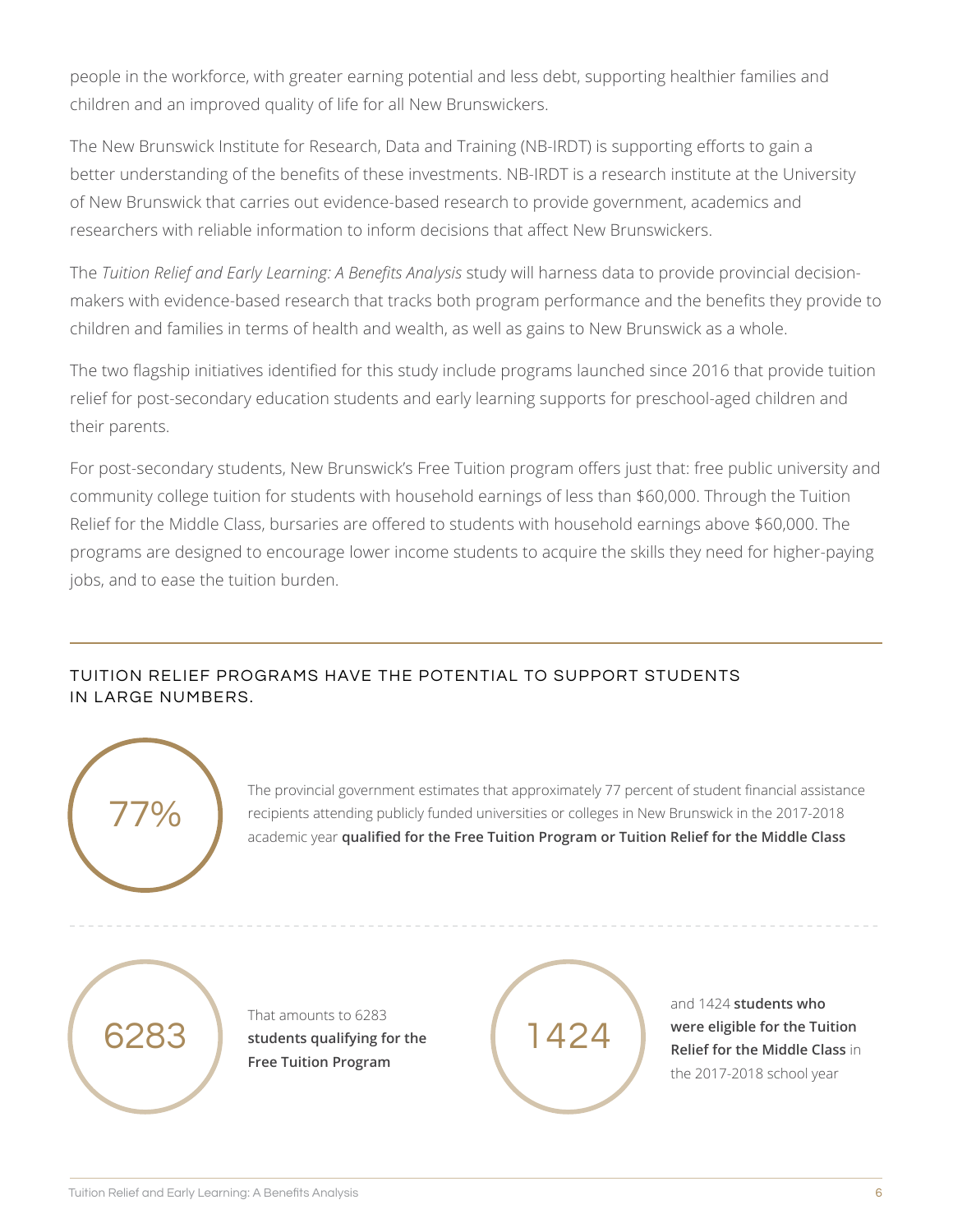people in the workforce, with greater earning potential and less debt, supporting healthier families and children and an improved quality of life for all New Brunswickers.

The New Brunswick Institute for Research, Data and Training (NB-IRDT) is supporting efforts to gain a better understanding of the benefits of these investments. NB-IRDT is a research institute at the University of New Brunswick that carries out evidence-based research to provide government, academics and researchers with reliable information to inform decisions that affect New Brunswickers.

The *Tuition Relief and Early Learning: A Benefits Analysis* study will harness data to provide provincial decision-makers with evidence-based research that tracks both program performance and the benefits they provide to children and families in terms of health and wealth, as well as gains to New Brunswick as a whole.

The two flagship initiatives identified for this study include programs launched since 2016 that provide tuition relief for post-secondary education students and early learning supports for preschool-aged children and their parents.

For post-secondary students, New Brunswick's Free Tuition program offers just that: free public university and community college tuition for students with household earnings of less than $60,000. Through the Tuition Relief for the Middle Class, bursaries are offered to students with household earnings above $60,000. The programs are designed to encourage lower income students to acquire the skills they need for higher-paying jobs, and to ease the tuition burden.

## TUITION RELIEF PROGRAMS HAVE THE POTENTIAL TO SUPPORT STUDENTS IN LARGE NUMBERS.

**77%**

The provincial government estimates that approximately 77 percent of student financial assistance recipients attending publicly funded universities or colleges in New Brunswick in the 2017-2018 academic year **qualified for the Free Tuition Program or Tuition Relief for the Middle Class**

**6283**

That amounts to 6283 **students qualifying for the Free Tuition Program**

**1424**

and 1424 **students who were eligible for the Tuition Relief for the Middle Class** in the 2017-2018 school year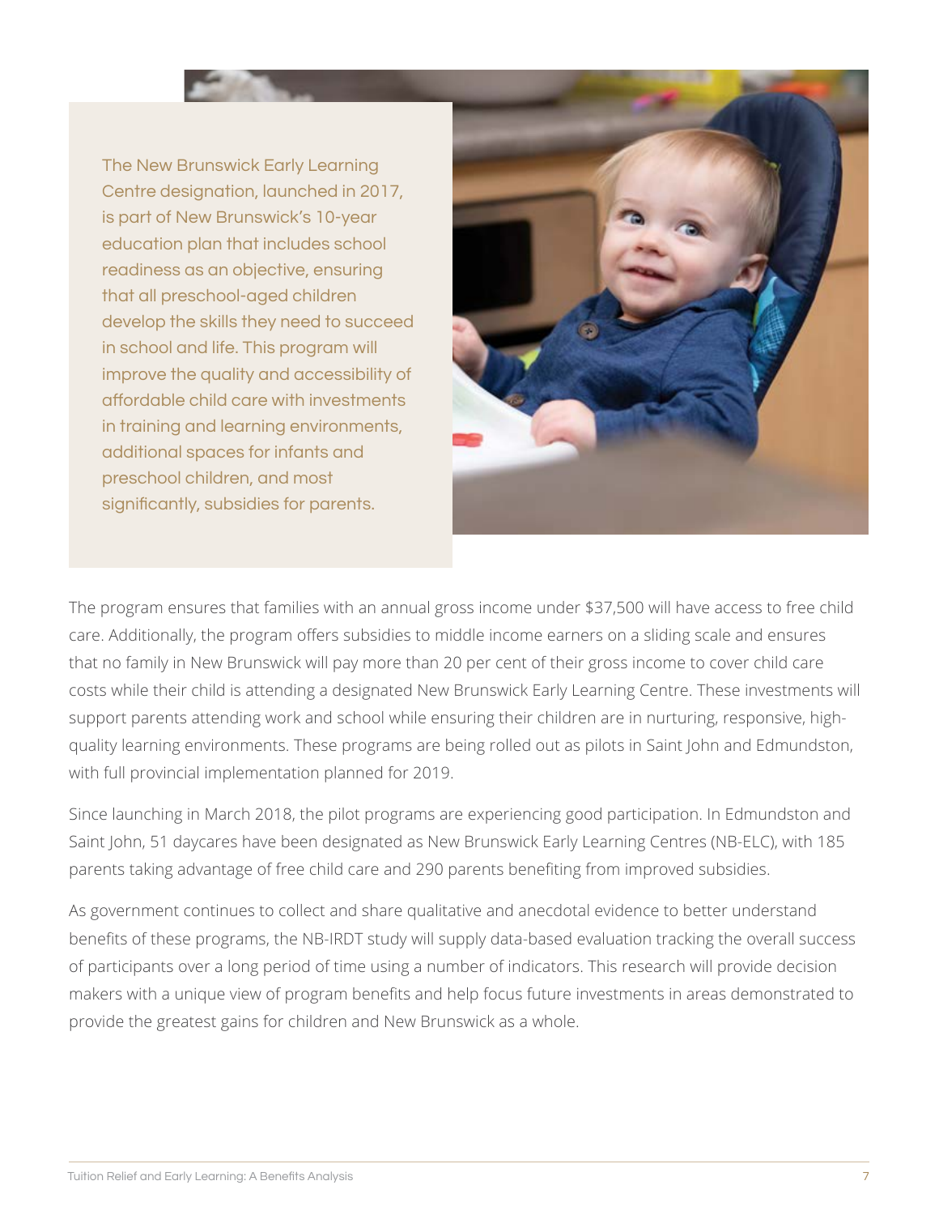The New Brunswick Early Learning Centre designation, launched in 2017, is part of New Brunswick's 10-year education plan that includes school readiness as an objective, ensuring that all preschool-aged children develop the skills they need to succeed in school and life. This program will improve the quality and accessibility of affordable child care with investments in training and learning environments, additional spaces for infants and preschool children, and most significantly, subsidies for parents.

The program ensures that families with an annual gross income under $37,500 will have access to free child care. Additionally, the program offers subsidies to middle income earners on a sliding scale and ensures that no family in New Brunswick will pay more than 20 per cent of their gross income to cover child care costs while their child is attending a designated New Brunswick Early Learning Centre. These investments will support parents attending work and school while ensuring their children are in nurturing, responsive, high-quality learning environments. These programs are being rolled out as pilots in Saint John and Edmundston, with full provincial implementation planned for 2019.

Since launching in March 2018, the pilot programs are experiencing good participation. In Edmundston and Saint John, 51 daycares have been designated as New Brunswick Early Learning Centres (NB-ELC), with 185 parents taking advantage of free child care and 290 parents benefiting from improved subsidies.

As government continues to collect and share qualitative and anecdotal evidence to better understand benefits of these programs, the NB-IRDT study will supply data-based evaluation tracking the overall success of participants over a long period of time using a number of indicators. This research will provide decision makers with a unique view of program benefits and help focus future investments in areas demonstrated to provide the greatest gains for children and New Brunswick as a whole.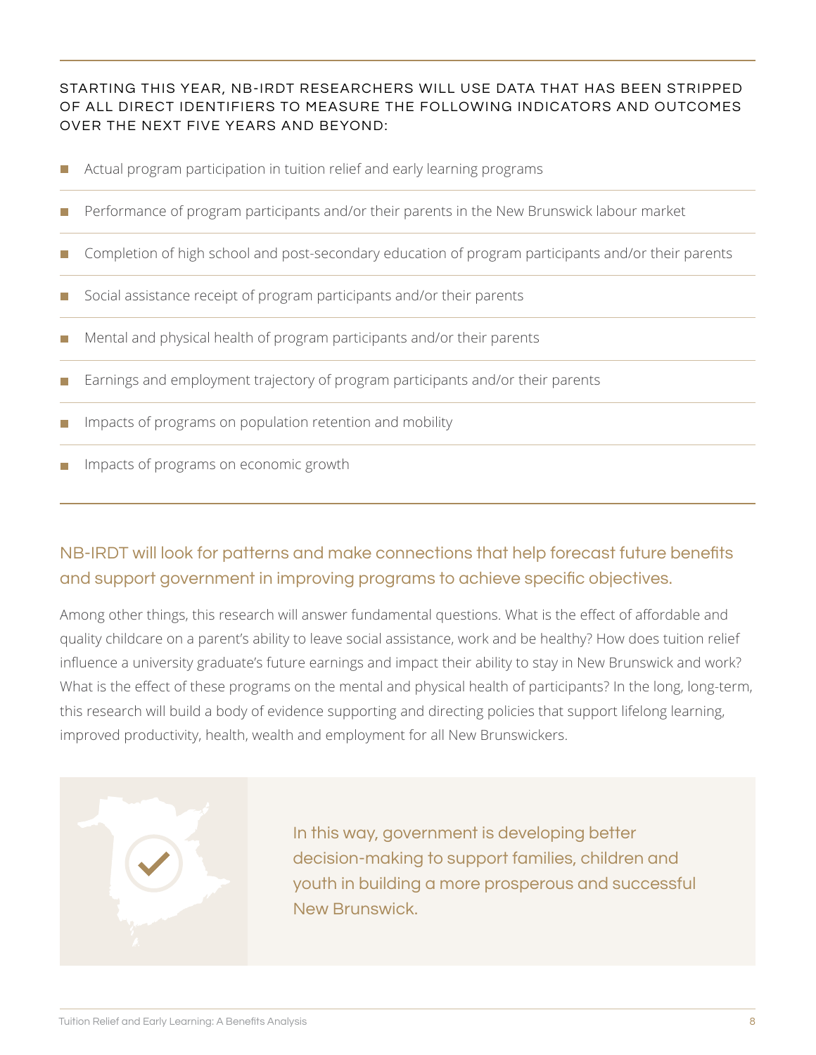STARTING THIS YEAR, NB-IRDT RESEARCHERS WILL USE DATA THAT HAS BEEN STRIPPED OF ALL DIRECT IDENTIFIERS TO MEASURE THE FOLLOWING INDICATORS AND OUTCOMES OVER THE NEXT FIVE YEARS AND BEYOND:

- Actual program participation in tuition relief and early learning programs
- Performance of program participants and/or their parents in the New Brunswick labour market
- Completion of high school and post-secondary education of program participants and/or their parents
- Social assistance receipt of program participants and/or their parents
- Mental and physical health of program participants and/or their parents
- Earnings and employment trajectory of program participants and/or their parents
- Impacts of programs on population retention and mobility
- Impacts of programs on economic growth

## NB-IRDT will look for patterns and make connections that help forecast future benefits and support government in improving programs to achieve specific objectives.

Among other things, this research will answer fundamental questions. What is the effect of affordable and quality childcare on a parent's ability to leave social assistance, work and be healthy? How does tuition relief influence a university graduate's future earnings and impact their ability to stay in New Brunswick and work? What is the effect of these programs on the mental and physical health of participants? In the long, long-term, this research will build a body of evidence supporting and directing policies that support lifelong learning, improved productivity, health, wealth and employment for all New Brunswickers.

In this way, government is developing better decision-making to support families, children and youth in building a more prosperous and successful New Brunswick.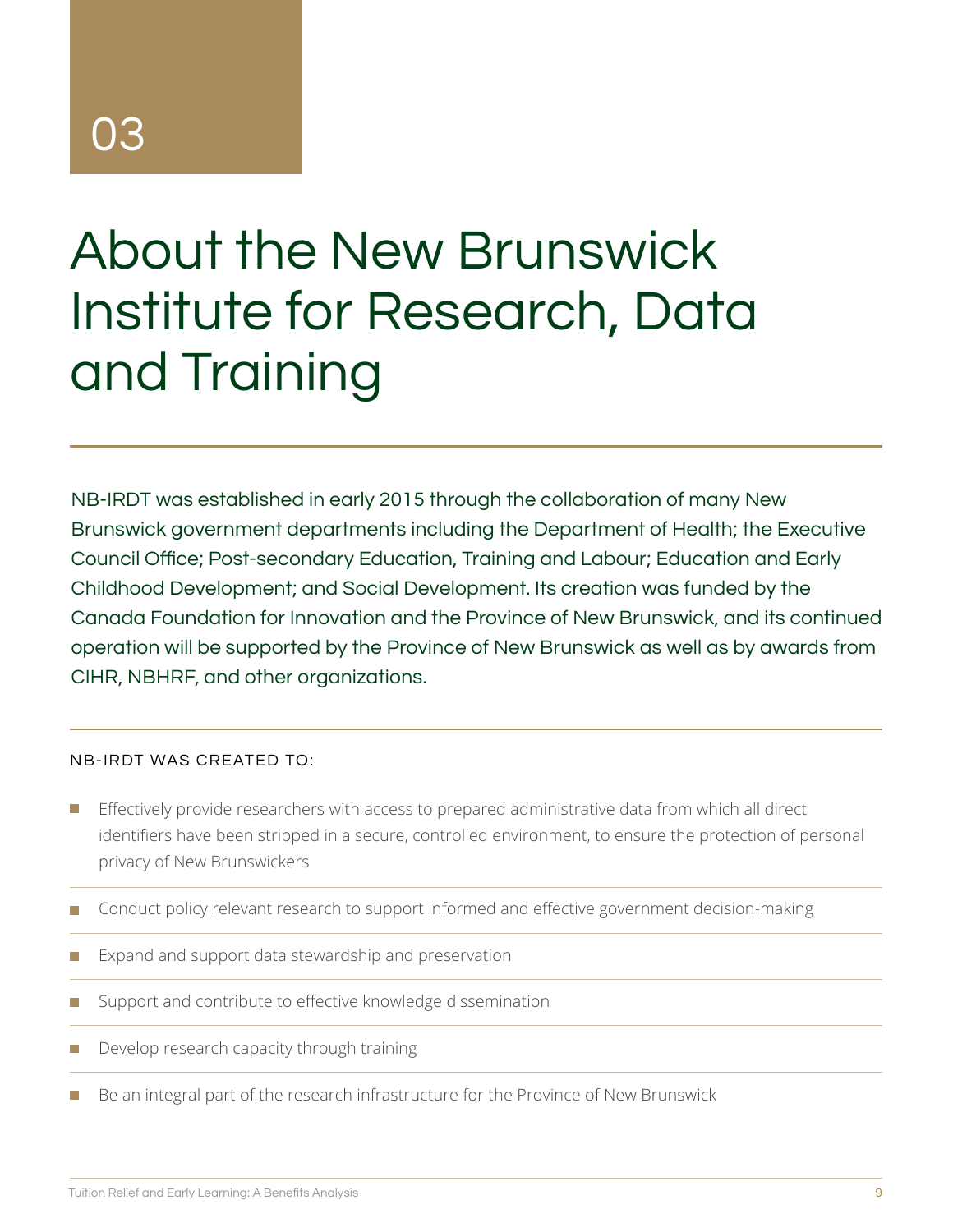03

# About the New Brunswick Institute for Research, Data and Training

NB-IRDT was established in early 2015 through the collaboration of many New Brunswick government departments including the Department of Health; the Executive Council Office; Post-secondary Education, Training and Labour; Education and Early Childhood Development; and Social Development. Its creation was funded by the Canada Foundation for Innovation and the Province of New Brunswick, and its continued operation will be supported by the Province of New Brunswick as well as by awards from CIHR, NBHRF, and other organizations.

NB-IRDT WAS CREATED TO:

- Effectively provide researchers with access to prepared administrative data from which all direct identifiers have been stripped in a secure, controlled environment, to ensure the protection of personal privacy of New Brunswickers
- Conduct policy relevant research to support informed and effective government decision-making
- Expand and support data stewardship and preservation
- Support and contribute to effective knowledge dissemination
- Develop research capacity through training
- Be an integral part of the research infrastructure for the Province of New Brunswick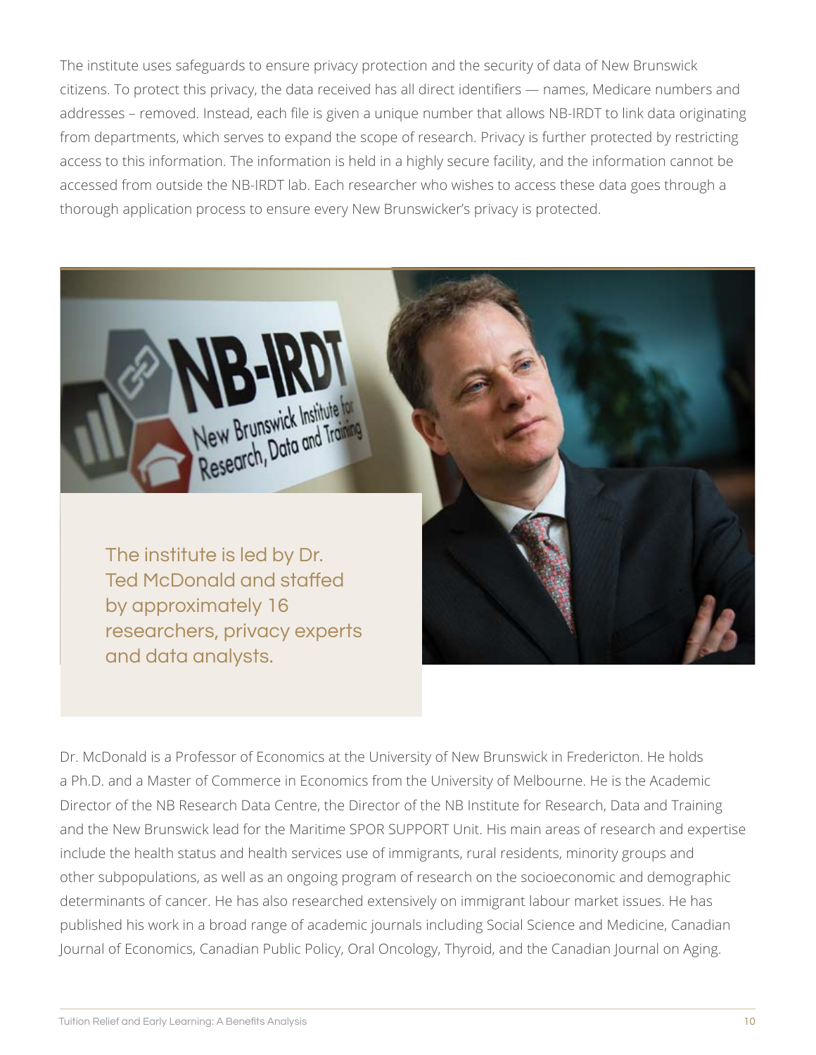The institute uses safeguards to ensure privacy protection and the security of data of New Brunswick citizens. To protect this privacy, the data received has all direct identifiers — names, Medicare numbers and addresses – removed. Instead, each file is given a unique number that allows NB-IRDT to link data originating from departments, which serves to expand the scope of research. Privacy is further protected by restricting access to this information. The information is held in a highly secure facility, and the information cannot be accessed from outside the NB-IRDT lab. Each researcher who wishes to access these data goes through a thorough application process to ensure every New Brunswicker's privacy is protected.

> The institute is led by Dr. Ted McDonald and staffed by approximately 16 researchers, privacy experts and data analysts.

Dr. McDonald is a Professor of Economics at the University of New Brunswick in Fredericton. He holds a Ph.D. and a Master of Commerce in Economics from the University of Melbourne. He is the Academic Director of the NB Research Data Centre, the Director of the NB Institute for Research, Data and Training and the New Brunswick lead for the Maritime SPOR SUPPORT Unit. His main areas of research and expertise include the health status and health services use of immigrants, rural residents, minority groups and other subpopulations, as well as an ongoing program of research on the socioeconomic and demographic determinants of cancer. He has also researched extensively on immigrant labour market issues. He has published his work in a broad range of academic journals including Social Science and Medicine, Canadian Journal of Economics, Canadian Public Policy, Oral Oncology, Thyroid, and the Canadian Journal on Aging.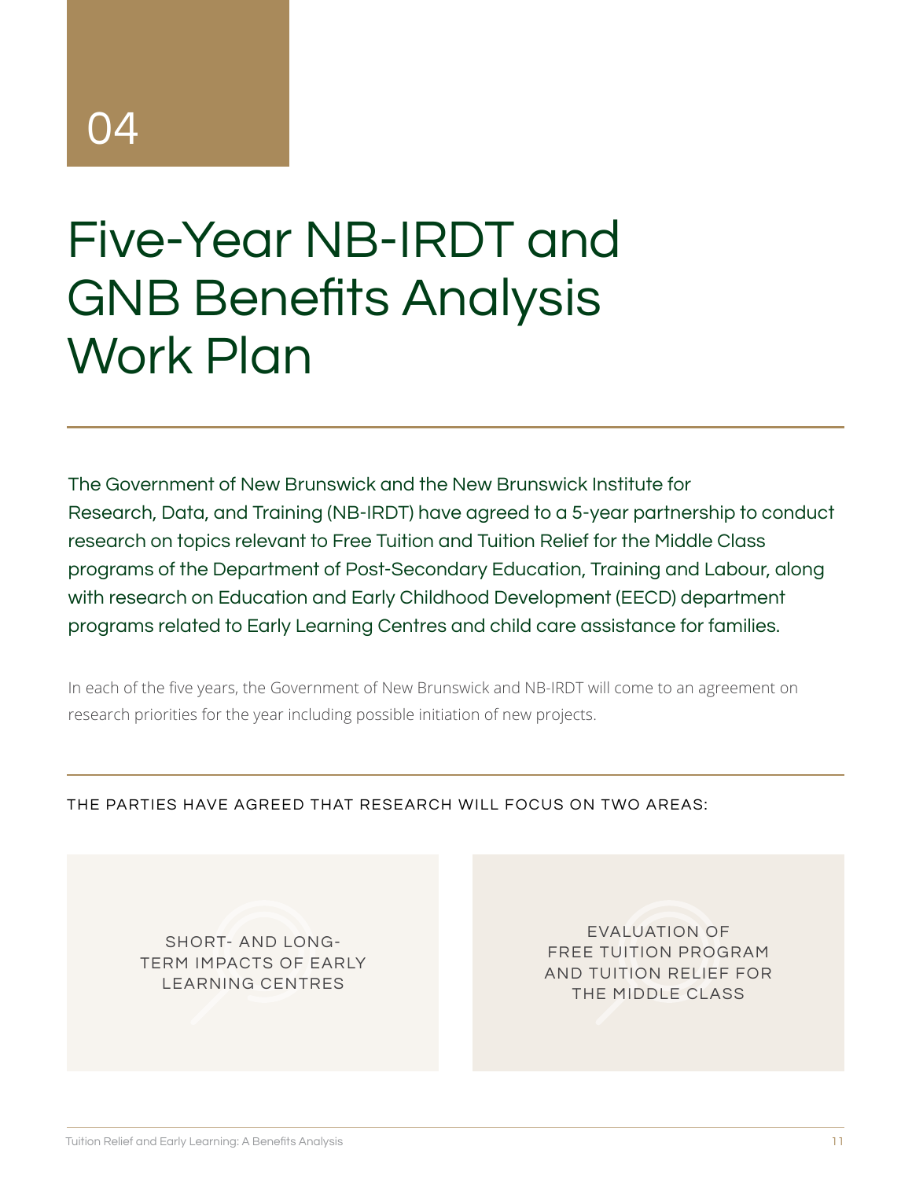04

# Five-Year NB-IRDT and GNB Benefits Analysis Work Plan

The Government of New Brunswick and the New Brunswick Institute for Research, Data, and Training (NB-IRDT) have agreed to a 5-year partnership to conduct research on topics relevant to Free Tuition and Tuition Relief for the Middle Class programs of the Department of Post-Secondary Education, Training and Labour, along with research on Education and Early Childhood Development (EECD) department programs related to Early Learning Centres and child care assistance for families.

In each of the five years, the Government of New Brunswick and NB-IRDT will come to an agreement on research priorities for the year including possible initiation of new projects.

THE PARTIES HAVE AGREED THAT RESEARCH WILL FOCUS ON TWO AREAS:

- SHORT- AND LONG-TERM IMPACTS OF EARLY LEARNING CENTRES
- EVALUATION OF FREE TUITION PROGRAM AND TUITION RELIEF FOR THE MIDDLE CLASS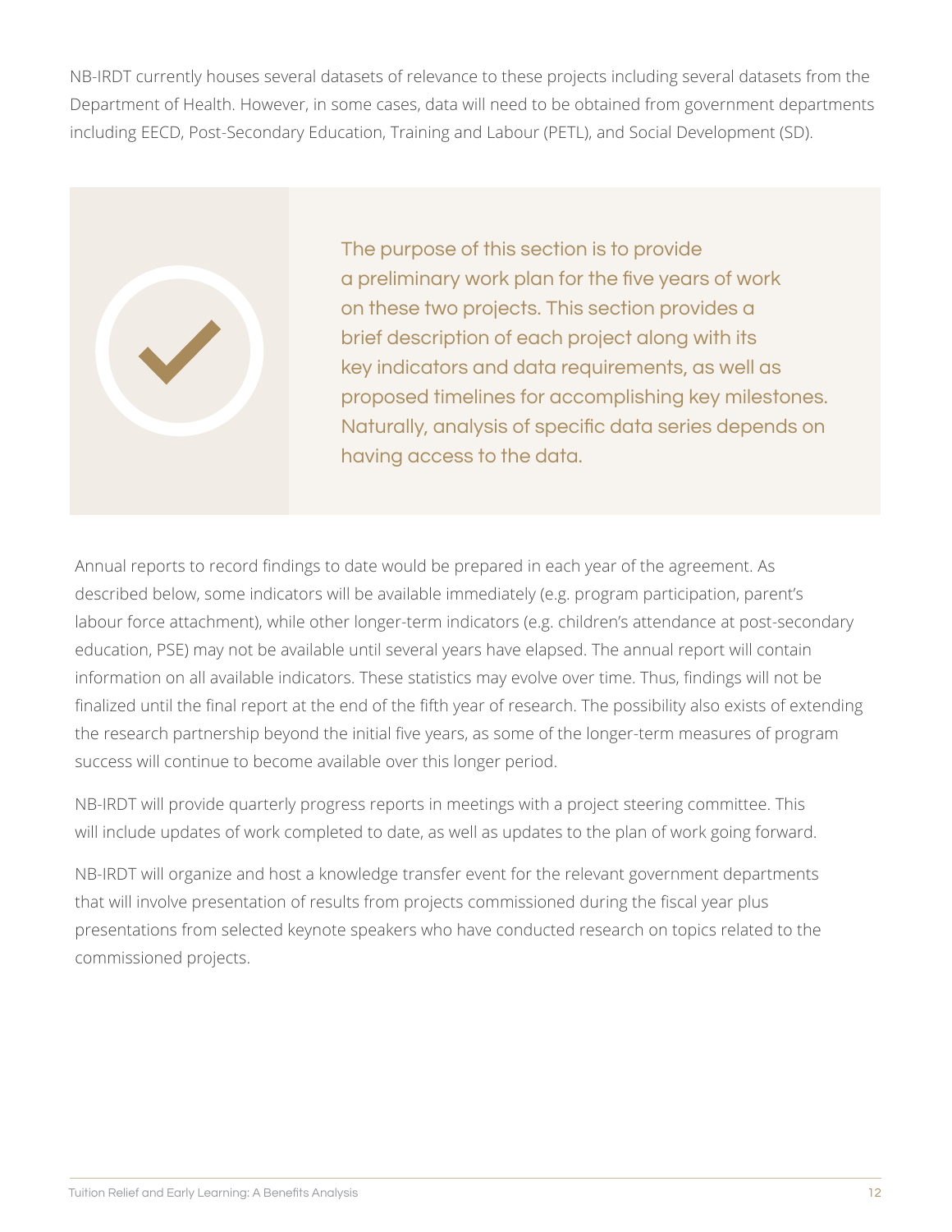NB-IRDT currently houses several datasets of relevance to these projects including several datasets from the Department of Health. However, in some cases, data will need to be obtained from government departments including EECD, Post-Secondary Education, Training and Labour (PETL), and Social Development (SD).

> The purpose of this section is to provide a preliminary work plan for the five years of work on these two projects. This section provides a brief description of each project along with its key indicators and data requirements, as well as proposed timelines for accomplishing key milestones. Naturally, analysis of specific data series depends on having access to the data.

Annual reports to record findings to date would be prepared in each year of the agreement. As described below, some indicators will be available immediately (e.g. program participation, parent's labour force attachment), while other longer-term indicators (e.g. children's attendance at post-secondary education, PSE) may not be available until several years have elapsed. The annual report will contain information on all available indicators. These statistics may evolve over time. Thus, findings will not be finalized until the final report at the end of the fifth year of research. The possibility also exists of extending the research partnership beyond the initial five years, as some of the longer-term measures of program success will continue to become available over this longer period.

NB-IRDT will provide quarterly progress reports in meetings with a project steering committee. This will include updates of work completed to date, as well as updates to the plan of work going forward.

NB-IRDT will organize and host a knowledge transfer event for the relevant government departments that will involve presentation of results from projects commissioned during the fiscal year plus presentations from selected keynote speakers who have conducted research on topics related to the commissioned projects.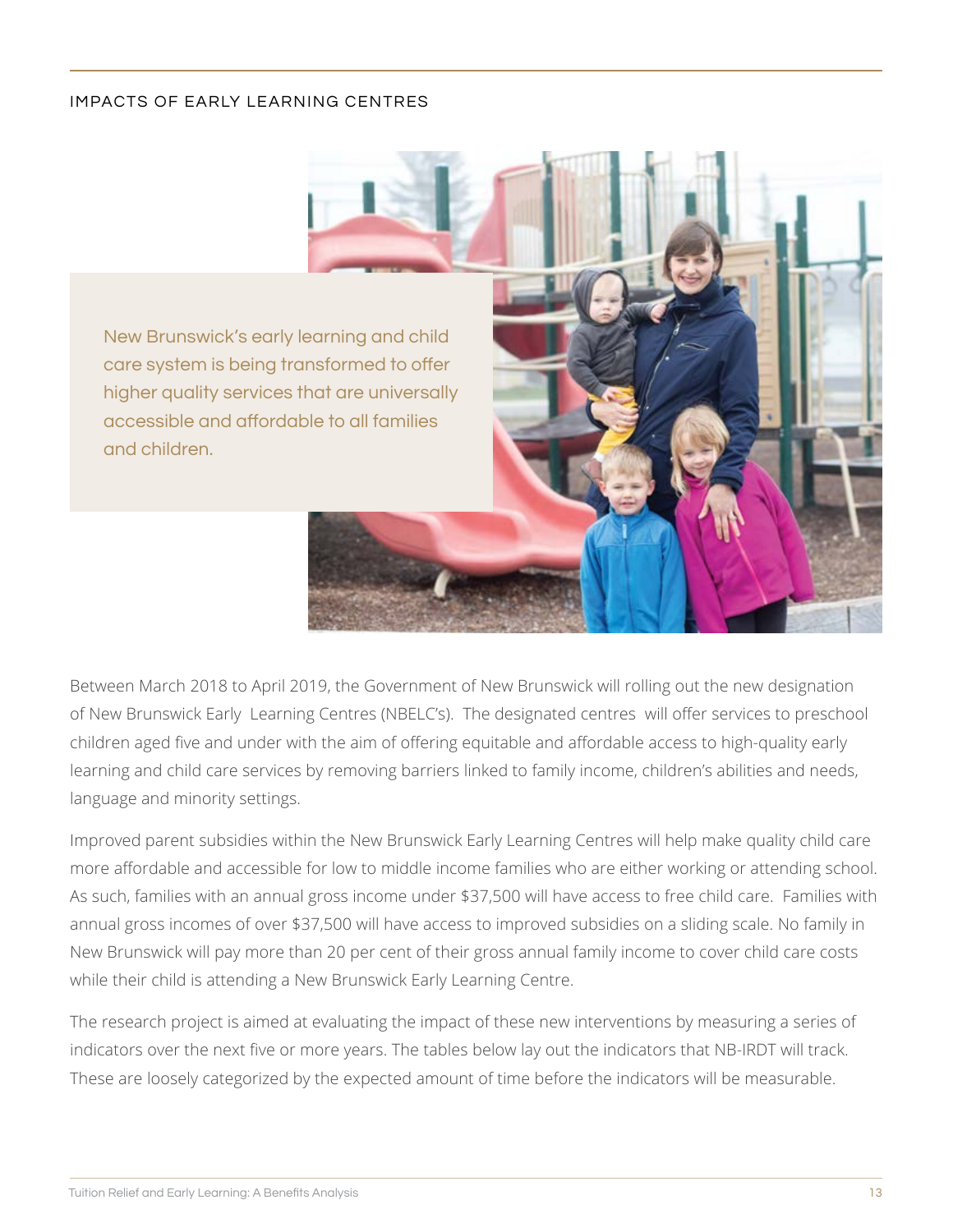## IMPACTS OF EARLY LEARNING CENTRES

New Brunswick's early learning and child care system is being transformed to offer higher quality services that are universally accessible and affordable to all families and children.

Between March 2018 to April 2019, the Government of New Brunswick will rolling out the new designation of New Brunswick Early Learning Centres (NBELC's). The designated centres will offer services to preschool children aged five and under with the aim of offering equitable and affordable access to high-quality early learning and child care services by removing barriers linked to family income, children's abilities and needs, language and minority settings.

Improved parent subsidies within the New Brunswick Early Learning Centres will help make quality child care more affordable and accessible for low to middle income families who are either working or attending school. As such, families with an annual gross income under $37,500 will have access to free child care. Families with annual gross incomes of over $37,500 will have access to improved subsidies on a sliding scale. No family in New Brunswick will pay more than 20 per cent of their gross annual family income to cover child care costs while their child is attending a New Brunswick Early Learning Centre.

The research project is aimed at evaluating the impact of these new interventions by measuring a series of indicators over the next five or more years. The tables below lay out the indicators that NB-IRDT will track. These are loosely categorized by the expected amount of time before the indicators will be measurable.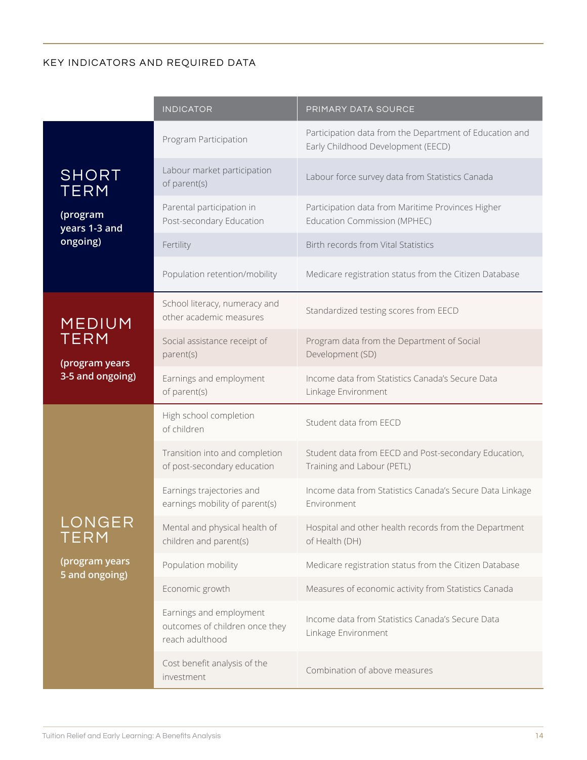## KEY INDICATORS AND REQUIRED DATA

| | INDICATOR | PRIMARY DATA SOURCE |
|---|---|---|
| **SHORT TERM** (program years 1-3 and ongoing) | Program Participation | Participation data from the Department of Education and Early Childhood Development (EECD) |
| | Labour market participation of parent(s) | Labour force survey data from Statistics Canada |
| | Parental participation in Post-secondary Education | Participation data from Maritime Provinces Higher Education Commission (MPHEC) |
| | Fertility | Birth records from Vital Statistics |
| | Population retention/mobility | Medicare registration status from the Citizen Database |
| **MEDIUM TERM** (program years 3-5 and ongoing) | School literacy, numeracy and other academic measures | Standardized testing scores from EECD |
| | Social assistance receipt of parent(s) | Program data from the Department of Social Development (SD) |
| | Earnings and employment of parent(s) | Income data from Statistics Canada's Secure Data Linkage Environment |
| **LONGER TERM** (program years 5 and ongoing) | High school completion of children | Student data from EECD |
| | Transition into and completion of post-secondary education | Student data from EECD and Post-secondary Education, Training and Labour (PETL) |
| | Earnings trajectories and earnings mobility of parent(s) | Income data from Statistics Canada's Secure Data Linkage Environment |
| | Mental and physical health of children and parent(s) | Hospital and other health records from the Department of Health (DH) |
| | Population mobility | Medicare registration status from the Citizen Database |
| | Economic growth | Measures of economic activity from Statistics Canada |
| | Earnings and employment outcomes of children once they reach adulthood | Income data from Statistics Canada's Secure Data Linkage Environment |
| | Cost benefit analysis of the investment | Combination of above measures |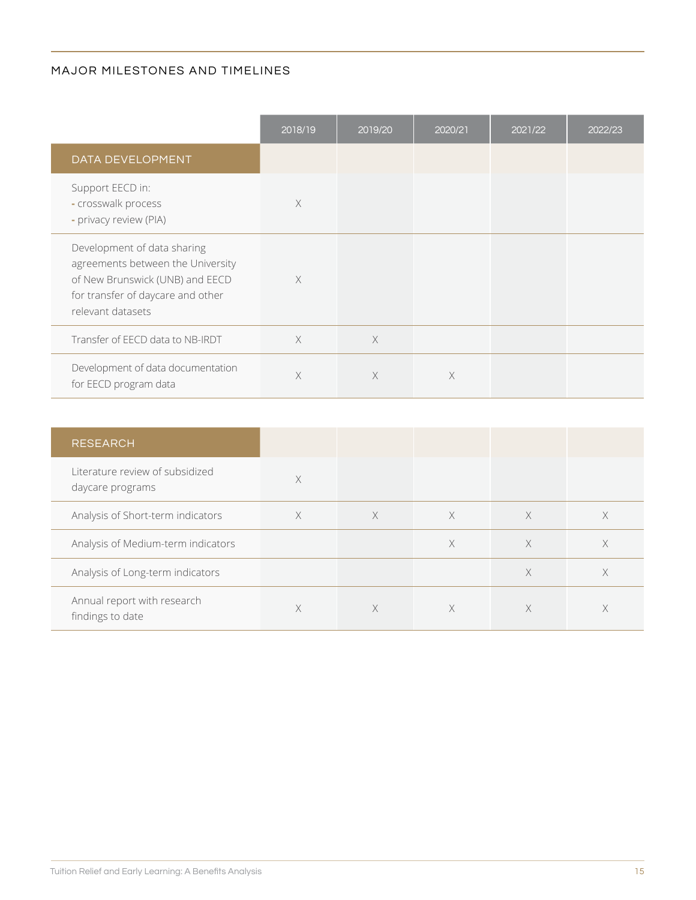## MAJOR MILESTONES AND TIMELINES

| | 2018/19 | 2019/20 | 2020/21 | 2021/22 | 2022/23 |
|---|---|---|---|---|---|
| **DATA DEVELOPMENT** | | | | | |
| Support EECD in:<br>- crosswalk process<br>- privacy review (PIA) | X | | | | |
| Development of data sharing agreements between the University of New Brunswick (UNB) and EECD for transfer of daycare and other relevant datasets | X | | | | |
| Transfer of EECD data to NB-IRDT | X | X | | | |
| Development of data documentation for EECD program data | X | X | X | | |

| | 2018/19 | 2019/20 | 2020/21 | 2021/22 | 2022/23 |
|---|---|---|---|---|---|
| **RESEARCH** | | | | | |
| Literature review of subsidized daycare programs | X | | | | |
| Analysis of Short-term indicators | X | X | X | X | X |
| Analysis of Medium-term indicators | | | X | X | X |
| Analysis of Long-term indicators | | | | X | X |
| Annual report with research findings to date | X | X | X | X | X |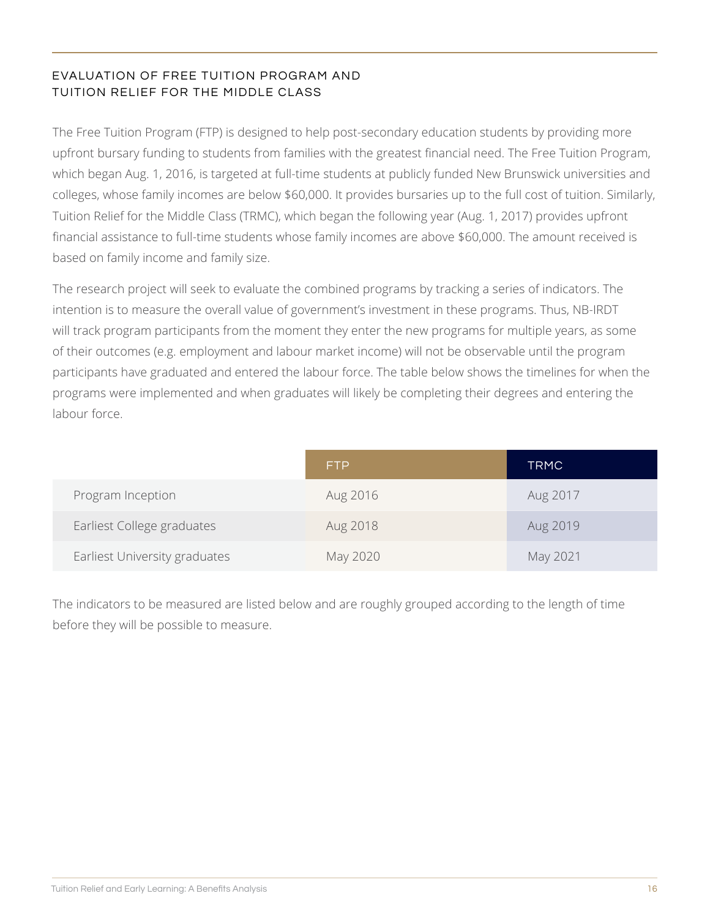## EVALUATION OF FREE TUITION PROGRAM AND TUITION RELIEF FOR THE MIDDLE CLASS

The Free Tuition Program (FTP) is designed to help post-secondary education students by providing more upfront bursary funding to students from families with the greatest financial need. The Free Tuition Program, which began Aug. 1, 2016, is targeted at full-time students at publicly funded New Brunswick universities and colleges, whose family incomes are below $60,000. It provides bursaries up to the full cost of tuition. Similarly, Tuition Relief for the Middle Class (TRMC), which began the following year (Aug. 1, 2017) provides upfront financial assistance to full-time students whose family incomes are above $60,000. The amount received is based on family income and family size.

The research project will seek to evaluate the combined programs by tracking a series of indicators. The intention is to measure the overall value of government's investment in these programs. Thus, NB-IRDT will track program participants from the moment they enter the new programs for multiple years, as some of their outcomes (e.g. employment and labour market income) will not be observable until the program participants have graduated and entered the labour force. The table below shows the timelines for when the programs were implemented and when graduates will likely be completing their degrees and entering the labour force.

| | FTP | TRMC |
|---|---|---|
| Program Inception | Aug 2016 | Aug 2017 |
| Earliest College graduates | Aug 2018 | Aug 2019 |
| Earliest University graduates | May 2020 | May 2021 |

The indicators to be measured are listed below and are roughly grouped according to the length of time before they will be possible to measure.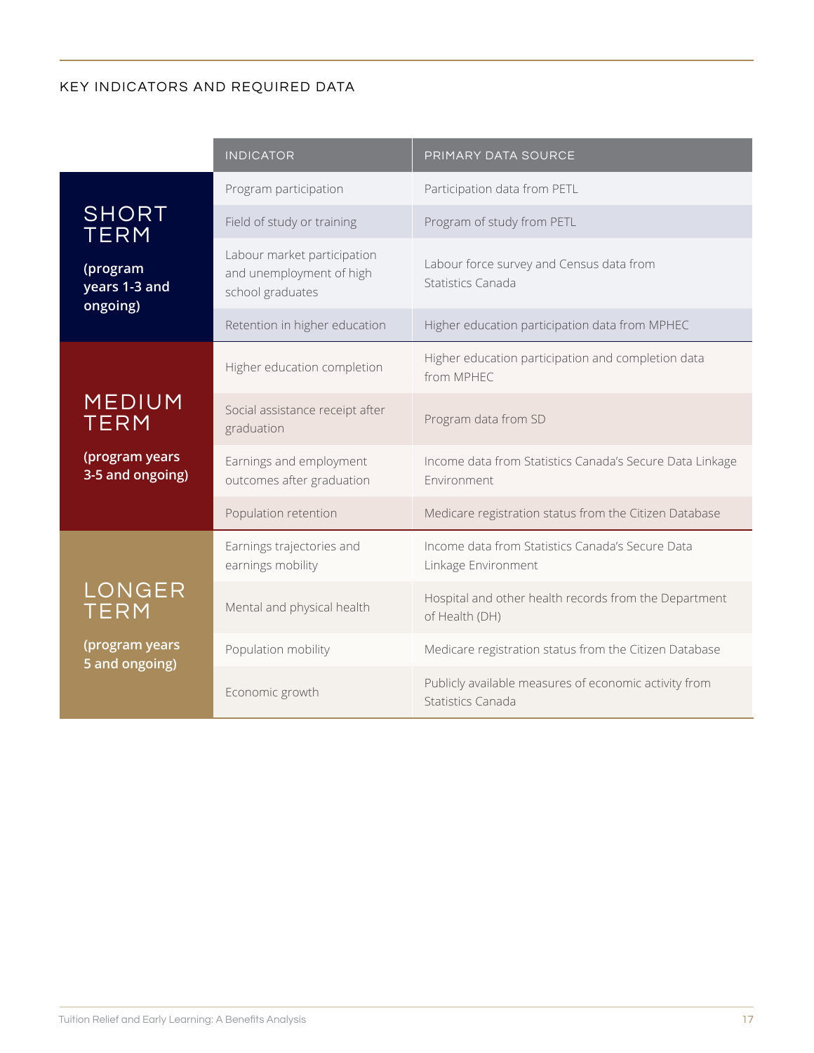## KEY INDICATORS AND REQUIRED DATA

| | INDICATOR | PRIMARY DATA SOURCE |
|---|---|---|
| **SHORT TERM** (program years 1-3 and ongoing) | Program participation | Participation data from PETL |
| | Field of study or training | Program of study from PETL |
| | Labour market participation and unemployment of high school graduates | Labour force survey and Census data from Statistics Canada |
| | Retention in higher education | Higher education participation data from MPHEC |
| **MEDIUM TERM** (program years 3-5 and ongoing) | Higher education completion | Higher education participation and completion data from MPHEC |
| | Social assistance receipt after graduation | Program data from SD |
| | Earnings and employment outcomes after graduation | Income data from Statistics Canada's Secure Data Linkage Environment |
| | Population retention | Medicare registration status from the Citizen Database |
| **LONGER TERM** (program years 5 and ongoing) | Earnings trajectories and earnings mobility | Income data from Statistics Canada's Secure Data Linkage Environment |
| | Mental and physical health | Hospital and other health records from the Department of Health (DH) |
| | Population mobility | Medicare registration status from the Citizen Database |
| | Economic growth | Publicly available measures of economic activity from Statistics Canada |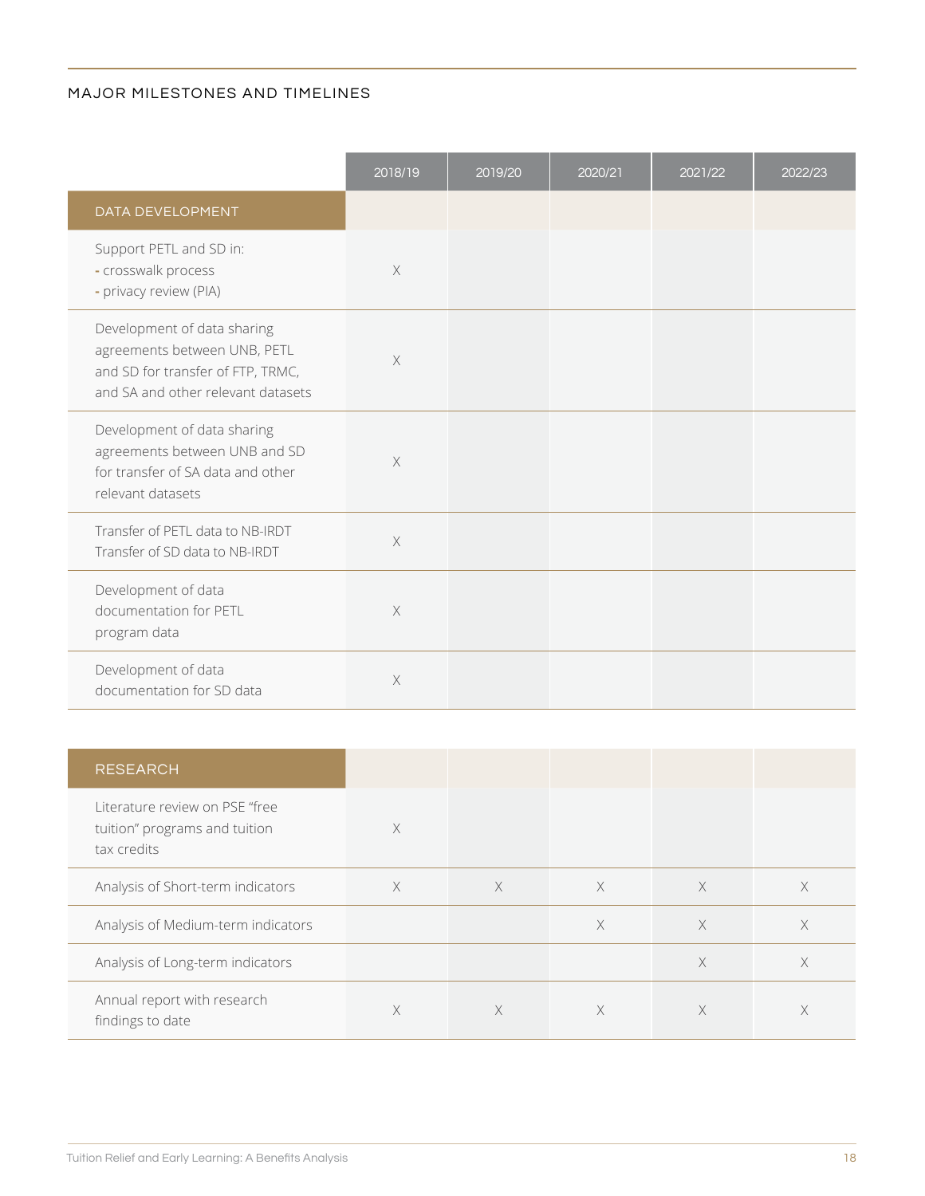## MAJOR MILESTONES AND TIMELINES

| | 2018/19 | 2019/20 | 2020/21 | 2021/22 | 2022/23 |
|---|---|---|---|---|---|
| **DATA DEVELOPMENT** | | | | | |
| Support PETL and SD in:<br>- crosswalk process<br>- privacy review (PIA) | X | | | | |
| Development of data sharing agreements between UNB, PETL and SD for transfer of FTP, TRMC, and SA and other relevant datasets | X | | | | |
| Development of data sharing agreements between UNB and SD for transfer of SA data and other relevant datasets | X | | | | |
| Transfer of PETL data to NB-IRDT<br>Transfer of SD data to NB-IRDT | X | | | | |
| Development of data documentation for PETL program data | X | | | | |
| Development of data documentation for SD data | X | | | | |

| | | | | | |
|---|---|---|---|---|---|
| **RESEARCH** | | | | | |
| Literature review on PSE "free tuition" programs and tuition tax credits | X | | | | |
| Analysis of Short-term indicators | X | X | X | X | X |
| Analysis of Medium-term indicators | | | X | X | X |
| Analysis of Long-term indicators | | | | X | X |
| Annual report with research findings to date | X | X | X | X | X |